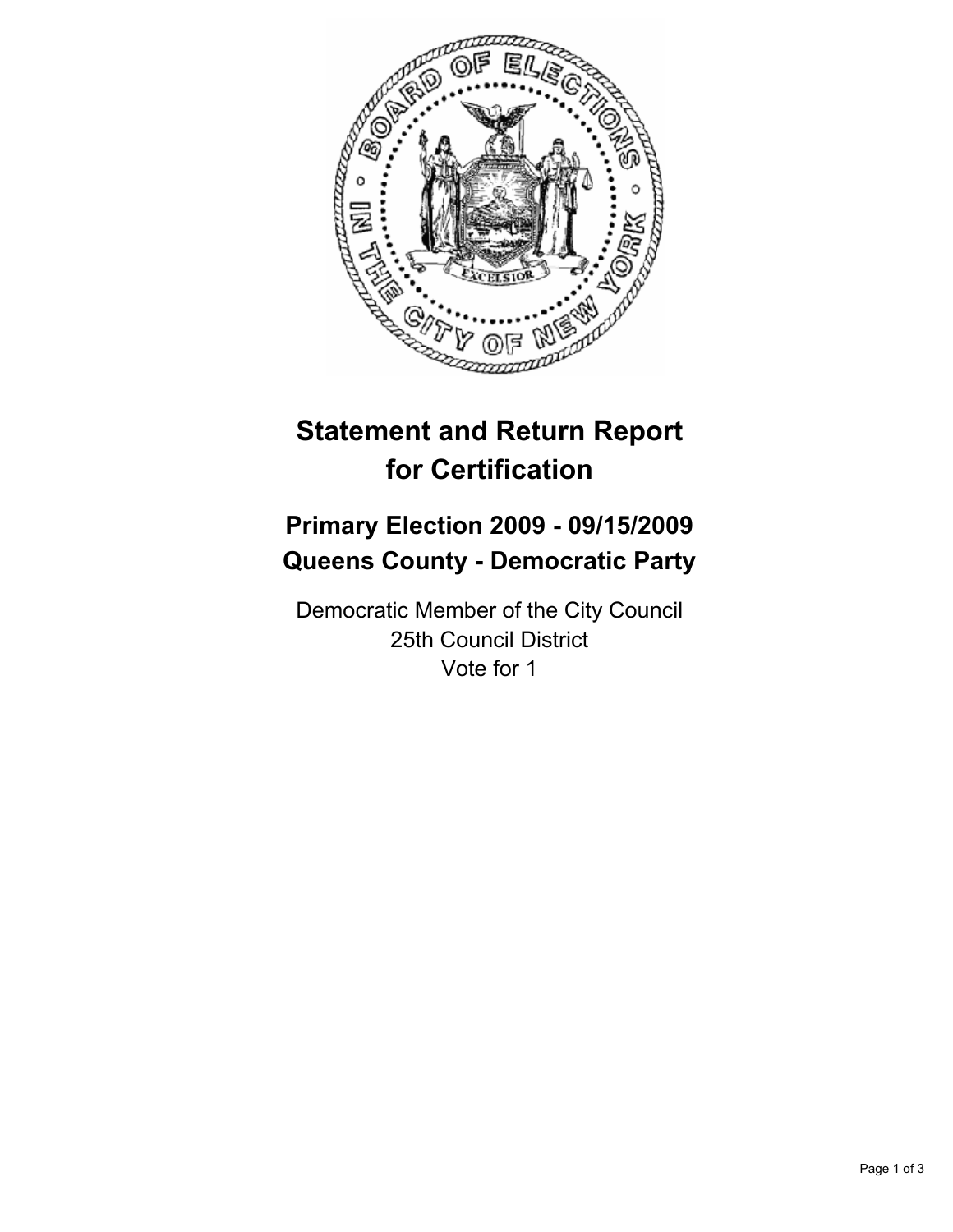# Statement and Return Report for Certification

## Primary Election 2009 - 09/15/2009
## Queens County - Democratic Party

Democratic Member of the City Council
25th Council District
Vote for 1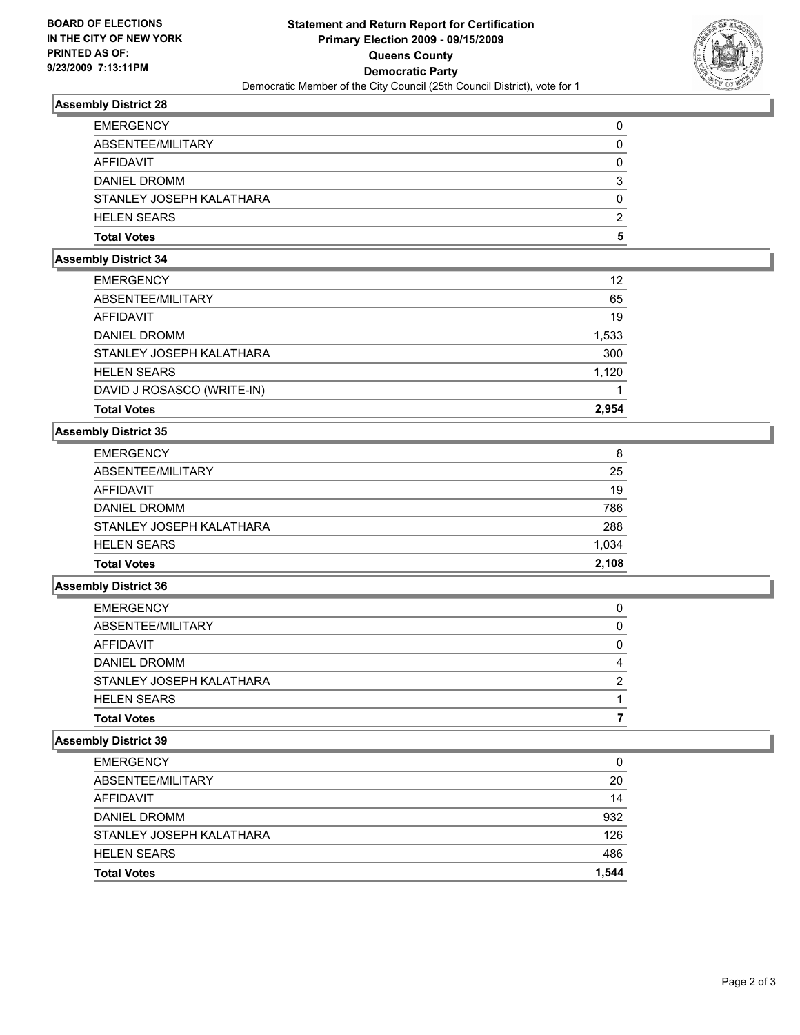**BOARD OF ELECTIONS IN THE CITY OF NEW YORK PRINTED AS OF: 9/23/2009 7:13:11PM**

# Statement and Return Report for Certification
## Primary Election 2009 - 09/15/2009
## Queens County
## Democratic Party
Democratic Member of the City Council (25th Council District), vote for 1

### Assembly District 28

| | |
|---|---|
| EMERGENCY | 0 |
| ABSENTEE/MILITARY | 0 |
| AFFIDAVIT | 0 |
| DANIEL DROMM | 3 |
| STANLEY JOSEPH KALATHARA | 0 |
| HELEN SEARS | 2 |
| **Total Votes** | **5** |

### Assembly District 34

| | |
|---|---|
| EMERGENCY | 12 |
| ABSENTEE/MILITARY | 65 |
| AFFIDAVIT | 19 |
| DANIEL DROMM | 1,533 |
| STANLEY JOSEPH KALATHARA | 300 |
| HELEN SEARS | 1,120 |
| DAVID J ROSASCO (WRITE-IN) | 1 |
| **Total Votes** | **2,954** |

### Assembly District 35

| | |
|---|---|
| EMERGENCY | 8 |
| ABSENTEE/MILITARY | 25 |
| AFFIDAVIT | 19 |
| DANIEL DROMM | 786 |
| STANLEY JOSEPH KALATHARA | 288 |
| HELEN SEARS | 1,034 |
| **Total Votes** | **2,108** |

### Assembly District 36

| | |
|---|---|
| EMERGENCY | 0 |
| ABSENTEE/MILITARY | 0 |
| AFFIDAVIT | 0 |
| DANIEL DROMM | 4 |
| STANLEY JOSEPH KALATHARA | 2 |
| HELEN SEARS | 1 |
| **Total Votes** | **7** |

### Assembly District 39

| | |
|---|---|
| EMERGENCY | 0 |
| ABSENTEE/MILITARY | 20 |
| AFFIDAVIT | 14 |
| DANIEL DROMM | 932 |
| STANLEY JOSEPH KALATHARA | 126 |
| HELEN SEARS | 486 |
| **Total Votes** | **1,544** |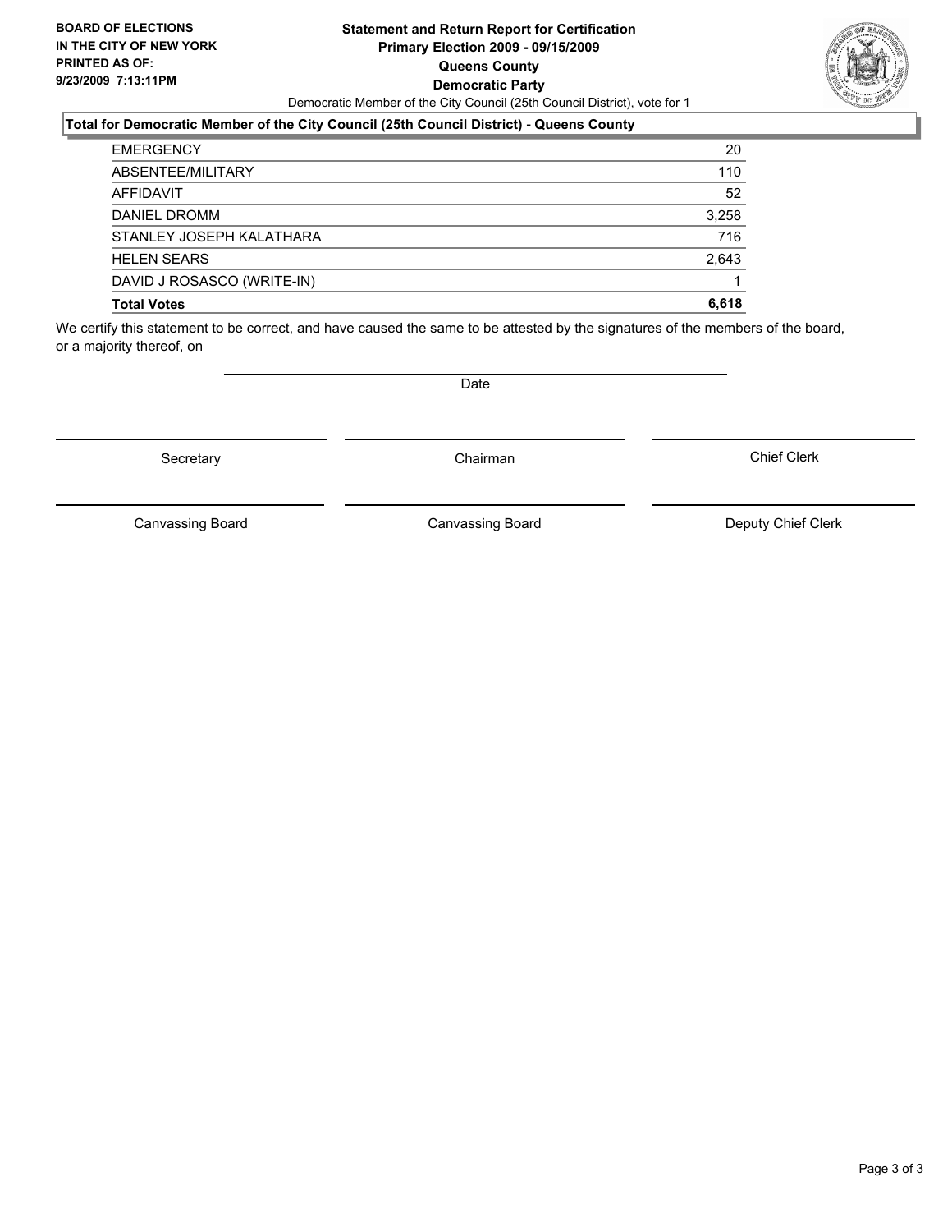**BOARD OF ELECTIONS IN THE CITY OF NEW YORK PRINTED AS OF: 9/23/2009 7:13:11PM**

**Statement and Return Report for Certification**
**Primary Election 2009 - 09/15/2009**
**Queens County**
**Democratic Party**

Democratic Member of the City Council (25th Council District), vote for 1

**Total for Democratic Member of the City Council (25th Council District) - Queens County**

| | |
|---|---|
| EMERGENCY | 20 |
| ABSENTEE/MILITARY | 110 |
| AFFIDAVIT | 52 |
| DANIEL DROMM | 3,258 |
| STANLEY JOSEPH KALATHARA | 716 |
| HELEN SEARS | 2,643 |
| DAVID J ROSASCO (WRITE-IN) | 1 |
| **Total Votes** | **6,618** |

We certify this statement to be correct, and have caused the same to be attested by the signatures of the members of the board, or a majority thereof, on

Date

Secretary

Chairman

Chief Clerk

Canvassing Board

Canvassing Board

Deputy Chief Clerk